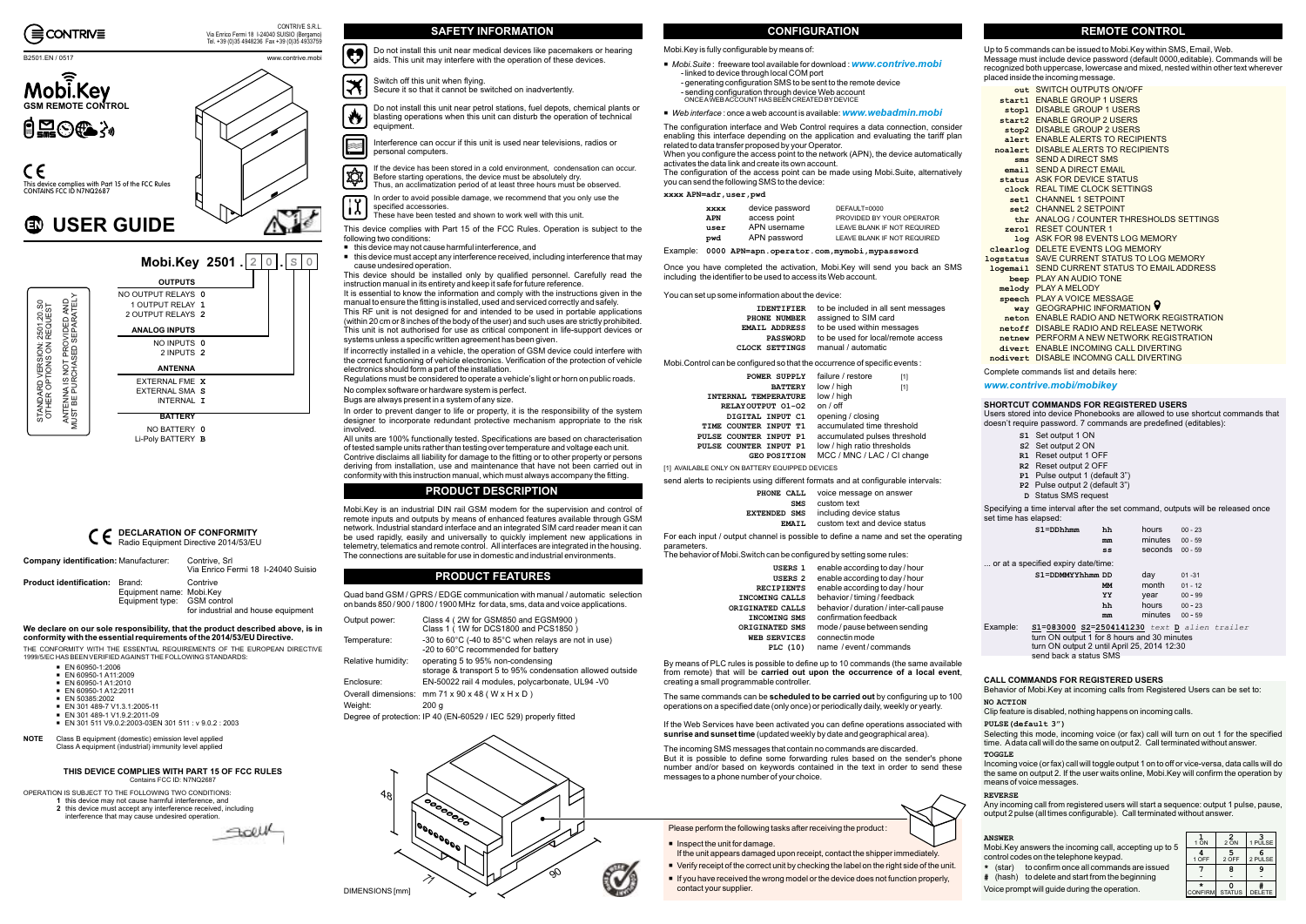CONTRIVE

CONTRIVE S.R.L.
Via Enrico Fermi 18 I-24040 SUISIO (Bergamo)
Tel. +39 (0)35 4948236 Fax +39 (0)35 4933759

B2501.EN / 0517

www.contrive.mobi

# Mobi.Key

## GSM REMOTE CONTROL

CE

This device complies with Part 15 of the FCC Rules
CONTAINS FCC ID N7NQ2687

# EN USER GUIDE

## Mobi.Key 2501 . 2 0 . S 0

STANDARD VERSION: 2501.20.S0
OTHER OPTIONS ON REQUEST

ANTENNA IS NOT PROVIDED AND MUST BE PURCHASED SEPARATELY

**OUTPUTS**

| | |
|---|---|
| NO OUTPUT RELAYS | 0 |
| 1 OUTPUT RELAY | 1 |
| 2 OUTPUT RELAYS | 2 |

**ANALOG INPUTS**

| | |
|---|---|
| NO INPUTS | 0 |
| 2 INPUTS | 2 |

**ANTENNA**

| | |
|---|---|
| EXTERNAL FME | X |
| EXTERNAL SMA | S |
| INTERNAL | I |

**BATTERY**

| | |
|---|---|
| NO BATTERY | 0 |
| Li-Poly BATTERY | B |

### CE DECLARATION OF CONFORMITY
Radio Equipment Directive 2014/53/EU

| | | |
|---|---|---|
| **Company identification:** | Manufacturer: | Contrive, Srl<br>Via Enrico Fermi 18 I-24040 Suisio |
| **Product identification:** | Brand: | Contrive |
| | Equipment name: | Mobi.Key |
| | Equipment type: | GSM control<br>for industrial and house equipment |

**We declare on our sole responsibility, that the product described above, is in conformity with the essential requirements of the 2014/53/EU Directive.**

THE CONFORMITY WITH THE ESSENTIAL REQUIREMENTS OF THE EUROPEAN DIRECTIVE 1999/5/EC HAS BEEN VERIFIED AGAINST THE FOLLOWING STANDARDS:

- EN 60950-1:2006
- EN 60950-1 A11:2009
- EN 60950-1 A1:2010
- EN 60950-1 A12:2011
- EN 50385:2002
- EN 301 489-7 V1.3.1:2005-11
- EN 301 489-1 V1.9.2:2011-09
- EN 301 511 V9.0.2:2003-03EN 301 511 : v 9.0.2 : 2003

**NOTE** Class B equipment (domestic) emission level applied
Class A equipment (industrial) immunity level applied

**THIS DEVICE COMPLIES WITH PART 15 OF FCC RULES**
Contains FCC ID: N7NQ2687

OPERATION IS SUBJECT TO THE FOLLOWING TWO CONDITIONS:
1 this device may not cause harmful interference, and
2 this device must accept any interference received, including interference that may cause undesired operation.

## SAFETY INFORMATION

Do not install this unit near medical devices like pacemakers or hearing aids. This unit may interfere with the operation of these devices.

Switch off this unit when flying.
Secure it so that it cannot be switched on inadvertently.

Do not install this unit near petrol stations, fuel depots, chemical plants or blasting operations when this unit can disturb the operation of technical equipment.

Interference can occur if this unit is used near televisions, radios or personal computers.

If the device has been stored in a cold environment, condensation can occur. Before starting operations, the device must be absolutely dry.
Thus, an acclimatization period of at least three hours must be observed.

In order to avoid possible damage, we recommend that you only use the specified accessories.
These have been tested and shown to work well with this unit.

This device complies with Part 15 of the FCC Rules. Operation is subject to the following two conditions:
- this device may not cause harmful interference, and
- this device must accept any interference received, including interference that may cause undesired operation.

This device should be installed only by qualified personnel. Carefully read the instruction manual in its entirety and keep it safe for future reference.
It is essential to know the information and comply with the instructions given in the manual to ensure the fitting is installed, used and serviced correctly and safely.
This RF unit is not designed for and intended to be used in portable applications (within 20 cm or 8 inches of the body of the user) and such uses are strictly prohibited. This unit is not authorised for use as critical component in life-support devices or systems unless a specific written agreement has been given.
If incorrectly installed in a vehicle, the operation of GSM device could interfere with the correct functioning of vehicle electronics. Verification of the protection of vehicle electronics should form a part of the installation.
Regulations must be considered to operate a vehicle's light or horn on public roads.
No complex software or hardware system is perfect.
Bugs are always present in a system of any size.
In order to prevent danger to life or property, it is the responsibility of the system designer to incorporate redundant protective mechanism appropriate to the risk involved.
All units are 100% functionally tested. Specifications are based on characterisation of tested sample units rather than testing over temperature and voltage each unit.
Contrive disclaims all liability for damage to the fitting or to other property or persons deriving from installation, use and maintenance that have not been carried out in conformity with this instruction manual, which must always accompany the fitting.

## PRODUCT DESCRIPTION

Mobi.Key is an industrial DIN rail GSM modem for the supervision and control of remote inputs and outputs by means of enhanced features available through GSM network. Industrial standard interface and an integrated SIM card reader mean it can be used rapidly, easily and universally to quickly implement new applications in telemetry, telematics and remote control. All interfaces are integrated in the housing. The connections are suitable for use in domestic and industrial environments.

## PRODUCT FEATURES

Quad band GSM / GPRS / EDGE communication with manual / automatic selection on bands 850 / 900 / 1800 / 1900 MHz for data, sms, data and voice applications.

| | |
|---|---|
| Output power: | Class 4 ( 2W for GSM850 and EGSM900 )<br>Class 1 ( 1W for DCS1800 and PCS1850 ) |
| Temperature: | -30 to 60°C (-40 to 85°C when relays are not in use)<br>-20 to 60°C recommended for battery |
| Relative humidity: | operating 5 to 95% non-condensing<br>storage & transport 5 to 95% condensation allowed outside |
| Enclosure: | EN-50022 rail 4 modules, polycarbonate, UL94 -V0 |
| Overall dimensions: | mm 71 x 90 x 48 ( W x H x D ) |
| Weight: | 200 g |

Degree of protection: IP 40 (EN-60529 / IEC 529) properly fitted

48 71 90

DIMENSIONS [mm]

## CONFIGURATION

Mobi.Key is fully configurable by means of:

- *Mobi.Suite* : freeware tool available for download : ***www.contrive.mobi***
  - linked to device through local COM port
  - generating configuration SMS to be sent to the remote device
  - sending configuration through device Web account
  ONCE A WEB ACCOUNT HAS BEEN CREATED BY DEVICE
- *Web interface* : once a web account is available: ***www.webadmin.mobi***

The configuration interface and Web Control requires a data connection, consider enabling this interface depending on the application and evaluating the tariff plan related to data transfer proposed by your Operator.
When you configure the access point to the network (APN), the device automatically activates the data link and creates its own account.
The configuration of the access point can be made using Mobi.Suite, alternatively you can send the following SMS to the device:

**xxxx APN=adr,user,pwd**

| | | |
|---|---|---|
| **xxxx** | device password | DEFAULT=0000 |
| **APN** | access point | PROVIDED BY YOUR OPERATOR |
| **user** | APN username | LEAVE BLANK IF NOT REQUIRED |
| **pwd** | APN password | LEAVE BLANK IF NOT REQUIRED |

Example: **0000 APN=apn.operator.com,mymobi,mypassword**

Once you have completed the activation, Mobi.Key will send you back an SMS including the identifier to be used to access its Web account.

You can set up some information about the device:

| | |
|---|---|
| **IDENTIFIER** | to be included in all sent messages |
| **PHONE NUMBER** | assigned to SIM card |
| **EMAIL ADDRESS** | to be used within messages |
| **PASSWORD** | to be used for local/remote access |
| **CLOCK SETTINGS** | manual / automatic |

Mobi.Control can be configured so that the occurrence of specific events :

| | | |
|---|---|---|
| **POWER SUPPLY** | failure / restore | [1] |
| **BATTERY** | low / high | [1] |
| **INTERNAL TEMPERATURE** | low / high | |
| **RELAYOUTPUT O1-O2** | on / off | |
| **DIGITAL INPUT C1** | opening / closing | |
| **TIME COUNTER INPUT T1** | accumulated time threshold | |
| **PULSE COUNTER INPUT T1** | accumulated pulses threshold | |
| **PULSE COUNTER INPUT P1** | low / high ratio thresholds | |
| **GEO POSITION** | MCC / MNC / LAC / CI change | |

[1] AVAILABLE ONLY ON BATTERY EQUIPPED DEVICES

send alerts to recipients using different formats and at configurable intervals:

| | |
|---|---|
| **PHONE CALL** | voice message on answer |
| **SMS** | custom text |
| **EXTENDED SMS** | including device status |
| **EMAIL** | custom text and device status |

For each input / output channel is possible to define a name and set the operating parameters.
The behavior of Mobi.Switch can be configured by setting some rules:

| | |
|---|---|
| **USERS 1** | enable according to day / hour |
| **USERS 2** | enable according to day / hour |
| **RECIPIENTS** | enable according to day / hour |
| **INCOMING CALLS** | behavior / timing / feedback |
| **ORIGINATED CALLS** | behavior / duration / inter-call pause |
| **INCOMING SMS** | confirmation feedback |
| **ORIGINATED SMS** | mode / pause between sending |
| **WEB SERVICES** | connectin mode |
| **PLC (10)** | name / event / commands |

By means of PLC rules is possible to define up to 10 commands (the same available from remote) that will be **carried out upon the occurrence of a local event**, creating a small programmable controller.

The same commands can be **scheduled to be carried out** by configuring up to 100 operations on a specified date (only once) or periodically daily, weekly or yearly.

If the Web Services have been activated you can define operations associated with **sunrise and sunset time** (updated weekly by date and geographical area).

The incoming SMS messages that contain no commands are discarded.
But it is possible to define some forwarding rules based on the sender's phone number and/or based on keywords contained in the text in order to send these messages to a phone number of your choice.

Please perform the following tasks after receiving the product :

- Inspect the unit for damage.
  If the unit appears damaged upon receipt, contact the shipper immediately.
- Verify receipt of the correct unit by checking the label on the right side of the unit.
- If you have received the wrong model or the device does not function properly, contact your supplier.

## REMOTE CONTROL

Up to 5 commands can be issued to Mobi.Key within SMS, Email, Web.
Message must include device password (default 0000,editable). Commands will be recognized both uppercase, lowercase and mixed, nested within other text wherever placed inside the incoming message.

| | |
|---|---|
| **out** | SWITCH OUTPUTS ON/OFF |
| **start1** | ENABLE GROUP 1 USERS |
| **stop1** | DISABLE GROUP 1 USERS |
| **start2** | ENABLE GROUP 2 USERS |
| **stop2** | DISABLE GROUP 2 USERS |
| **alert** | ENABLE ALERTS TO RECIPIENTS |
| **noalert** | DISABLE ALERTS TO RECIPIENTS |
| **sms** | SEND A DIRECT SMS |
| **email** | SEND A DIRECT EMAIL |
| **status** | ASK FOR DEVICE STATUS |
| **clock** | REAL TIME CLOCK SETTINGS |
| **set1** | CHANNEL 1 SETPOINT |
| **set2** | CHANNEL 2 SETPOINT |
| **thr** | ANALOG / COUNTER THRESHOLDS SETTINGS |
| **zero1** | RESET COUNTER 1 |
| **log** | ASK FOR 98 EVENTS LOG MEMORY |
| **clearlog** | DELETE EVENTS LOG MEMORY |
| **logstatus** | SAVE CURRENT STATUS TO LOG MEMORY |
| **logemail** | SEND CURRENT STATUS TO EMAIL ADDRESS |
| **beep** | PLAY AN AUDIO TONE |
| **melody** | PLAY A MELODY |
| **speech** | PLAY A VOICE MESSAGE |
| **way** | GEOGRAPHIC INFORMATION |
| **neton** | ENABLE RADIO AND NETWORK REGISTRATION |
| **netoff** | DISABLE RADIO AND RELEASE NETWORK |
| **netnew** | PERFORM A NEW NETWORK REGISTRATION |
| **divert** | ENABLE INCOMING CALL DIVERTING |
| **nodivert** | DISABLE INCOMNG CALL DIVERTING |

Complete commands list and details here:
***www.contrive.mobi/mobikey***

### SHORTCUT COMMANDS FOR REGISTERED USERS

Users stored into device Phonebooks are allowed to use shortcut commands that doesn't require password. 7 commands are predefined (editables):

| | |
|---|---|
| **S1** | Set output 1 ON |
| **S2** | Set output 2 ON |
| **R1** | Reset output 1 OFF |
| **R2** | Reset output 2 OFF |
| **P1** | Pulse output 1 (default 3") |
| **P2** | Pulse output 2 (default 3") |
| **D** | Status SMS request |

Specifying a time interval after the set command, outputs will be released once set time has elapsed:

| | | | |
|---|---|---|---|
| **S1=DDhhmm** | **hh** | hours | 00 - 23 |
| | **mm** | minutes | 00 - 59 |
| | **ss** | seconds | 00 - 59 |

... or at a specified expiry date/time:

| | | | |
|---|---|---|---|
| **S1=DDMMYYhhmm** | **DD** | day | 01 -31 |
| | **MM** | month | 01 - 12 |
| | **YY** | year | 00 - 99 |
| | **hh** | hours | 00 – 23 |
| | **mm** | minutes | 00 – 59 |

Example: **S1=083000 S2=2504141230** *text* **D** *alien trailer*
turn ON output 1 for 8 hours and 30 minutes
turn ON output 2 until April 25, 2014 12:30
send back a status SMS

### CALL COMMANDS FOR REGISTERED USERS

Behavior of Mobi.Key at incoming calls from Registered Users can be set to:

**NO ACTION**
Clip feature is disabled, nothing happens on incoming calls.

**PULSE (default 3")**
Selecting this mode, incoming voice (or fax) call will turn on out 1 for the specified time. A data call will do the same on output 2. Call terminated without answer.

**TOGGLE**
Incoming voice (or fax) call will toggle output 1 on to off or vice-versa, data calls will do the same on output 2. If the user waits online, Mobi.Key will confirm the operation by means of voice messages.

**REVERSE**
Any incoming call from registered users will start a sequence: output 1 pulse, pause, output 2 pulse (all times configurable). Call terminated without answer.

**ANSWER**
Mobi.Key answers the incoming call, accepting up to 5 control codes on the telephone keypad.
**\*** (star) to confirm once all commands are issued
**#** (hash) to delete and start from the beginning
Voice prompt will guide during the operation.

| | | |
|---|---|---|
| **1** 1 ON | **2** 2 ON | **3** 1 PULSE |
| **4** 1 OFF | **5** 2 OFF | **6** 2 PULSE |
| **7** - | **8** - | **9** - |
| **\*** CONFIRM | **0** STATUS | **#** DELETE |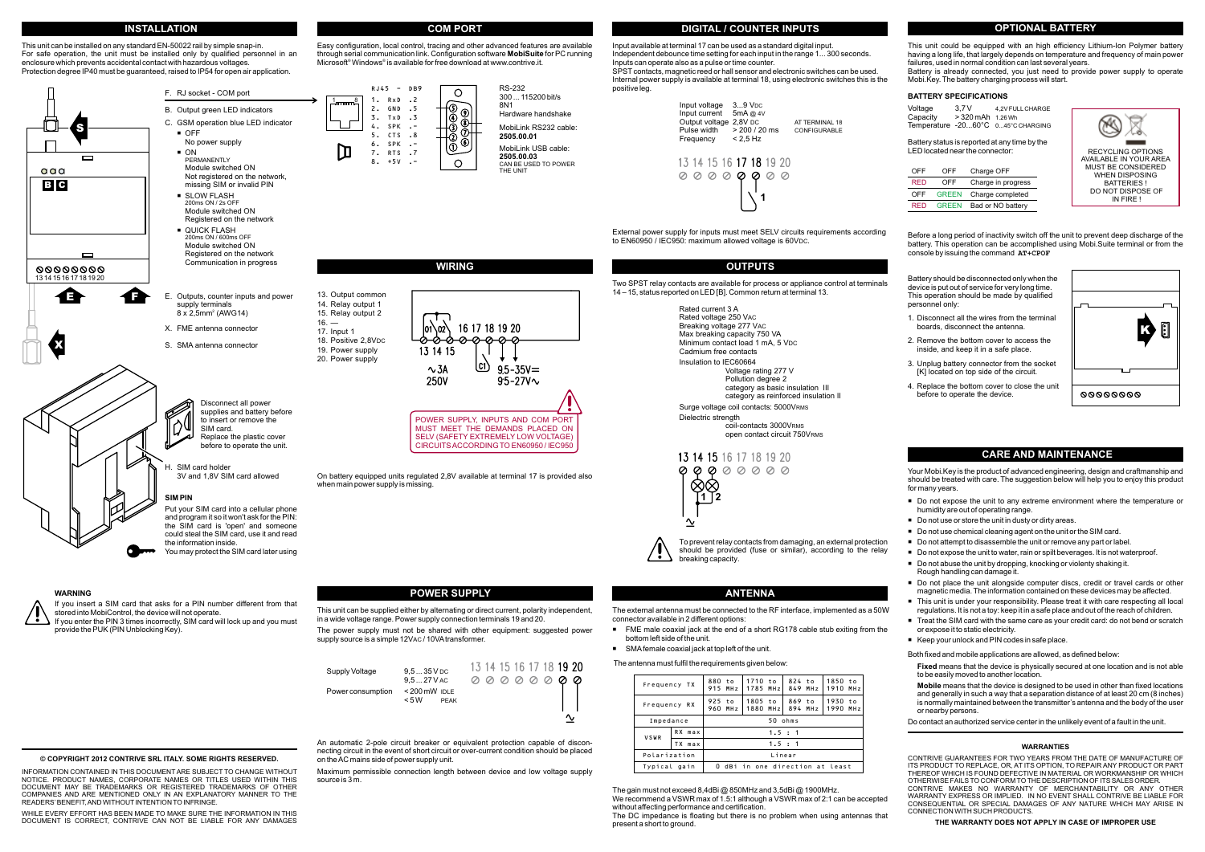## INSTALLATION

This unit can be installed on any standard EN-50022 rail by simple snap-in.
For safe operation, the unit must be installed only by qualified personnel in an enclosure which prevents accidental contact with hazardous voltages.
Protection degree IP40 must be guaranteed, raised to IP54 for open air application.

F. RJ socket - COM port

B. Output green LED indicators

C. GSM operation blue LED indicator
- OFF
  No power supply
- ON
  PERMANENTLY
  Module switched ON
  Not registered on the network, missing SIM or invalid PIN
- SLOW FLASH
  200ms ON / 2s OFF
  Module switched ON
  Registered on the network
- QUICK FLASH
  200ms ON / 600ms OFF
  Module switched ON
  Registered on the network
  Communication in progress

E. Outputs, counter inputs and power supply terminals
8 x 2,5mm² (AWG14)

X. FME antenna connector

S. SMA antenna connector

Disconnect all power supplies and battery before to insert or remove the SIM card.
Replace the plastic cover before to operate the unit.

H. SIM card holder
3V and 1,8V SIM card allowed

### SIM PIN

Put your SIM card into a cellular phone and program it so it won't ask for the PIN: the SIM card is 'open' and someone could steal the SIM card, use it and read the information inside.
You may protect the SIM card later using

### WARNING

If you insert a SIM card that asks for a PIN number different from that stored into MobiControl, the device will not operate.
If you enter the PIN 3 times incorrectly, SIM card will lock up and you must provide the PUK (PIN Unblocking Key).

**© COPYRIGHT 2012 CONTRIVE SRL ITALY. SOME RIGHTS RESERVED.**

INFORMATION CONTAINED IN THIS DOCUMENT ARE SUBJECT TO CHANGE WITHOUT NOTICE. PRODUCT NAMES, CORPORATE NAMES OR TITLES USED WITHIN THIS DOCUMENT MAY BE TRADEMARKS OR REGISTERED TRADEMARKS OF OTHER COMPANIES AND ARE MENTIONED ONLY IN AN EXPLANATORY MANNER TO THE READERS' BENEFIT, AND WITHOUT INTENTION TO INFRINGE.

WHILE EVERY EFFORT HAS BEEN MADE TO MAKE SURE THE INFORMATION IN THIS DOCUMENT IS CORRECT, CONTRIVE CAN NOT BE LIABLE FOR ANY DAMAGES

## COM PORT

Easy configuration, local control, tracing and other advanced features are available through serial communication link. Configuration software **MobiSuite** for PC running Microsoft® Windows® is available for free download at www.contrive.it.

| RJ45 | | DB9 |
|---|---|---|
| 1. | RxD | .2 |
| 2. | GND | .5 |
| 3. | TxD | .3 |
| 4. | SPK | .- |
| 5. | CTS | .8 |
| 6. | SPK | .- |
| 7. | RTS | .7 |
| 8. | +5V | .- |

RS-232
300 ... 115200 bit/s
8N1
Hardware handshake

MobiLink RS232 cable:
**2505.00.01**

MobiLink USB cable:
**2505.00.03**
CAN BE USED TO POWER THE UNIT

## WIRING

13. Output common
14. Relay output 1
15. Relay output 2
16. —
17. Input 1
18. Positive 2,8VDC
19. Power supply
20. Power supply

01 02 16 17 18 19 20
13 14 15
C1
∼3A 250V
9.5-35V⎓
9.5-27V∼

POWER SUPPLY, INPUTS AND COM PORT MUST MEET THE DEMANDS PLACED ON SELV (SAFETY EXTREMELY LOW VOLTAGE) CIRCUITS ACCORDING TO EN60950 / IEC950

On battery equipped units regulated 2,8V available at terminal 17 is provided also when main power supply is missing.

## POWER SUPPLY

This unit can be supplied either by alternating or direct current, polarity independent, in a wide voltage range. Power supply connection terminals 19 and 20.

The power supply must not be shared with other equipment: suggested power supply source is a simple 12VAC / 10VA transformer.

| | |
|---|---|
| Supply Voltage | 9,5 ... 35 V DC<br>9,5 ... 27 V AC |
| Power consumption | < 200 mW IDLE<br>< 5 W PEAK |

13 14 15 16 17 18 19 20

An automatic 2-pole circuit breaker or equivalent protection capable of disconnecting circuit in the event of short circuit or over-current condition should be placed on the AC mains side of power supply unit.

Maximum permissible connection length between device and low voltage supply source is 3 m.

## DIGITAL / COUNTER INPUTS

Input available at terminal 17 can be used as a standard digital input.
Independent debounce time setting for each input in the range 1... 300 seconds.
Inputs can operate also as a pulse or time counter.
SPST contacts, magnetic reed or hall sensor and electronic switches can be used.
Internal power supply is available at terminal 18, using electronic switches this is the positive leg.

| | | |
|---|---|---|
| Input voltage | 3...9 VDC | |
| Input current | 5mA @ 4V | |
| Output voltage | 2,8V DC | AT TERMINAL 18 |
| Pulse width | > 200 / 20 ms | CONFIGURABLE |
| Frequency | < 2,5 Hz | |

13 14 15 16 17 18 19 20

1

External power supply for inputs must meet SELV circuits requirements according to EN60950 / IEC950: maximum allowed voltage is 60VDC.

## OUTPUTS

Two SPST relay contacts are available for process or appliance control at terminals 14 – 15, status reported on LED [B]. Common return at terminal 13.

Rated current 3 A
Rated voltage 250 VAC
Breaking voltage 277 VAC
Max breaking capacity 750 VA
Minimum contact load 1 mA, 5 VDC
Cadmium free contacts
Insulation to IEC60664
Voltage rating 277 V
Pollution degree 2
category as basic insulation III
category as reinforced insulation II
Surge voltage coil contacts: 5000VRMS
Dielectric strength
coil-contacts 3000VRMS
open contact circuit 750VRMS

13 14 15 16 17 18 19 20

1 2

To prevent relay contacts from damaging, an external protection should be provided (fuse or similar), according to the relay breaking capacity.

## ANTENNA

The external antenna must be connected to the RF interface, implemented as a 50W connector available in 2 different options:

- FME male coaxial jack at the end of a short RG178 cable stub exiting from the bottom left side of the unit.
- SMA female coaxial jack at top left of the unit.

The antenna must fulfil the requirements given below:

| | | | | | |
|---|---|---|---|---|---|
| Frequency TX | | 880 to 915 MHz | 1710 to 1785 MHz | 824 to 849 MHz | 1850 to 1910 MHz |
| Frequency RX | | 925 to 960 MHz | 1805 to 1880 MHz | 869 to 894 MHz | 1930 to 1990 MHz |
| Impedance | | 50 ohms | | | |
| VSWR | RX max | 1.5 : 1 | | | |
| | TX max | 1.5 : 1 | | | |
| Polarization | | Linear | | | |
| Typical gain | | 0 dBi in one direction at least | | | |

The gain must not exceed 8,4dBi @ 850MHz and 3,5dBi @ 1900MHz.
We recommend a VSWR max of 1.5:1 although a VSWR max of 2:1 can be accepted without affecting performance and certification.
The DC impedance is floating but there is no problem when using antennas that present a short to ground.

## OPTIONAL BATTERY

This unit could be equipped with an high efficiency Lithium-Ion Polymer battery having a long life, that largely depends on temperature and frequency of main power failures, used in normal condition can last several years.
Battery is already connected, you just need to provide power supply to operate Mobi.Key. The battery charging process will start.

### BATTERY SPECIFICATIONS

| | | |
|---|---|---|
| Voltage | 3,7 V | 4,2V FULL CHARGE |
| Capacity | > 320 mAh | 1.26 Wh |
| Temperature | -20...60°C | 0...45°C CHARGING |

Battery status is reported at any time by the LED located near the connector:

| | | |
|---|---|---|
| OFF | OFF | Charge OFF |
| RED | OFF | Charge in progress |
| OFF | GREEN | Charge completed |
| RED | GREEN | Bad or NO battery |

RECYCLING OPTIONS AVAILABLE IN YOUR AREA MUST BE CONSIDERED WHEN DISPOSING BATTERIES !
DO NOT DISPOSE OF IN FIRE !

Before a long period of inactivity switch off the unit to prevent deep discharge of the battery. This operation can be accomplished using Mobi.Suite terminal or from the console by issuing the command **AT+CPOF**

Battery should be disconnected only when the device is put out of service for very long time. This operation should be made by qualified personnel only:

1. Disconnect all the wires from the terminal boards, disconnect the antenna.
2. Remove the bottom cover to access the inside, and keep it in a safe place.
3. Unplug battery connector from the socket [K] located on top side of the circuit.
4. Replace the bottom cover to close the unit before to operate the device.

## CARE AND MAINTENANCE

Your Mobi.Key is the product of advanced engineering, design and craftmanship and should be treated with care. The suggestion below will help you to enjoy this product for many years.

- Do not expose the unit to any extreme environment where the temperature or humidity are out of operating range.
- Do not use or store the unit in dusty or dirty areas.
- Do not use chemical cleaning agent on the unit or the SIM card.
- Do not attempt to disassemble the unit or remove any part or label.
- Do not expose the unit to water, rain or spilt beverages. It is not waterproof.
- Do not abuse the unit by dropping, knocking or violenty shaking it. Rough handling can damage it.
- Do not place the unit alongside computer discs, credit or travel cards or other magnetic media. The information contained on these devices may be affected.
- This unit is under your responsibility. Please treat it with care respecting all local regulations. It is not a toy: keep it in a safe place and out of the reach of children.
- Treat the SIM card with the same care as your credit card: do not bend or scratch or expose it to static electricity.
- Keep your unlock and PIN codes in safe place.

Both fixed and mobile applications are allowed, as defined below:

**Fixed** means that the device is physically secured at one location and is not able to be easily moved to another location.

**Mobile** means that the device is designed to be used in other than fixed locations and generally in such a way that a separation distance of at least 20 cm (8 inches) is normally maintained between the transmitter's antenna and the body of the user or nearby persons.

Do contact an authorized service center in the unlikely event of a fault in the unit.

### WARRANTIES

CONTRIVE GUARANTEES FOR TWO YEARS FROM THE DATE OF MANUFACTURE OF ITS PRODUCT TO REPLACE, OR, AT ITS OPTION, TO REPAIR ANY PRODUCT OR PART THEREOF WHICH IS FOUND DEFECTIVE IN MATERIAL OR WORKMANSHIP OR WHICH OTHERWISE FAILS TO CONFORM TO THE DESCRIPTION OF ITS SALES ORDER.
CONTRIVE MAKES NO WARRANTY OF MERCHANTABILITY OR ANY OTHER WARRANTY EXPRESS OR IMPLIED. IN NO EVENT SHALL CONTRIVE BE LIABLE FOR CONSEQUENTIAL OR SPECIAL DAMAGES OF ANY NATURE WHICH MAY ARISE IN CONNECTION WITH SUCH PRODUCTS.

**THE WARRANTY DOES NOT APPLY IN CASE OF IMPROPER USE**